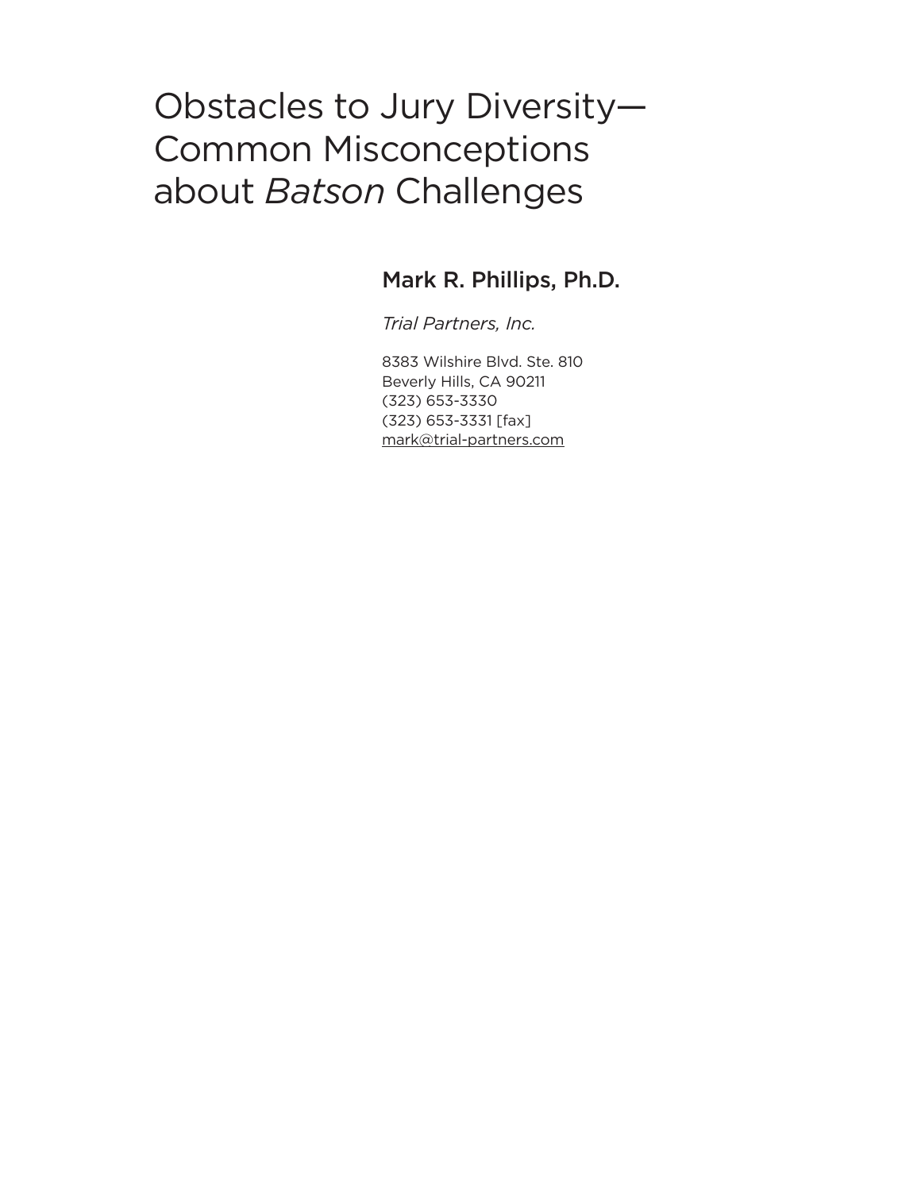# Obstacles to Jury Diversity—Common Misconceptions about *Batson* Challenges

## Mark R. Phillips, Ph.D.

*Trial Partners, Inc.*

8383 Wilshire Blvd. Ste. 810
Beverly Hills, CA 90211
(323) 653-3330
(323) 653-3331 [fax]
mark@trial-partners.com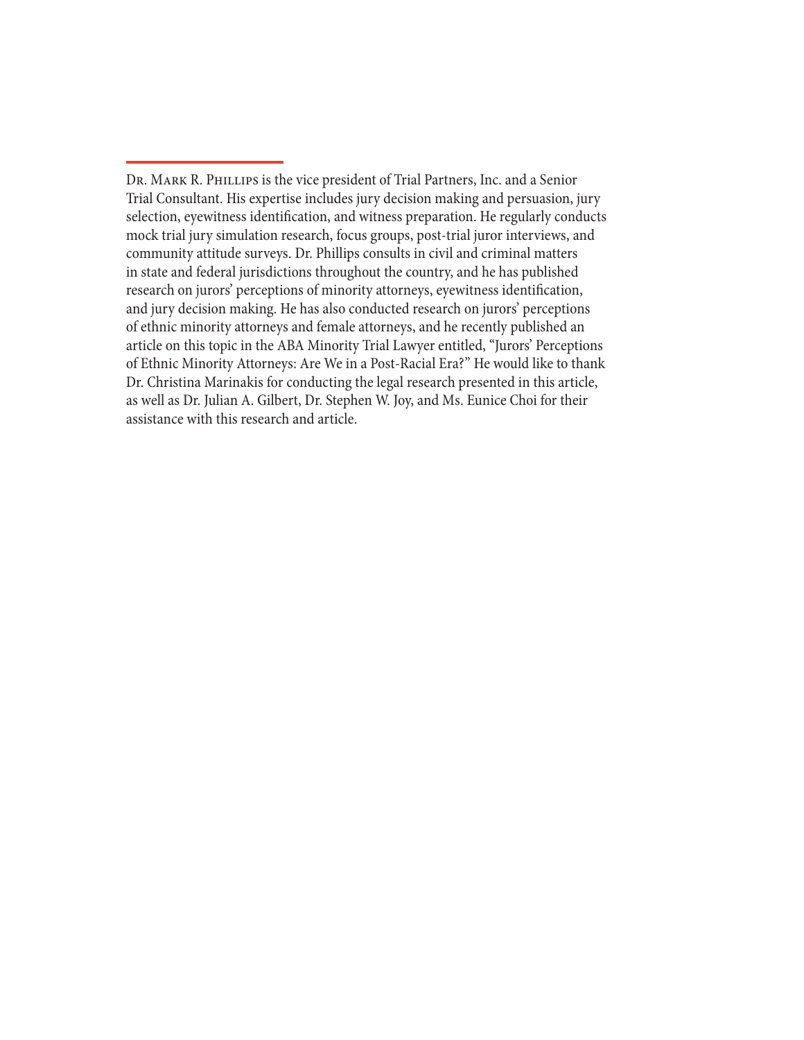Dr. Mark R. Phillips is the vice president of Trial Partners, Inc. and a Senior Trial Consultant. His expertise includes jury decision making and persuasion, jury selection, eyewitness identification, and witness preparation. He regularly conducts mock trial jury simulation research, focus groups, post-trial juror interviews, and community attitude surveys. Dr. Phillips consults in civil and criminal matters in state and federal jurisdictions throughout the country, and he has published research on jurors' perceptions of minority attorneys, eyewitness identification, and jury decision making. He has also conducted research on jurors' perceptions of ethnic minority attorneys and female attorneys, and he recently published an article on this topic in the ABA Minority Trial Lawyer entitled, "Jurors' Perceptions of Ethnic Minority Attorneys: Are We in a Post-Racial Era?" He would like to thank Dr. Christina Marinakis for conducting the legal research presented in this article, as well as Dr. Julian A. Gilbert, Dr. Stephen W. Joy, and Ms. Eunice Choi for their assistance with this research and article.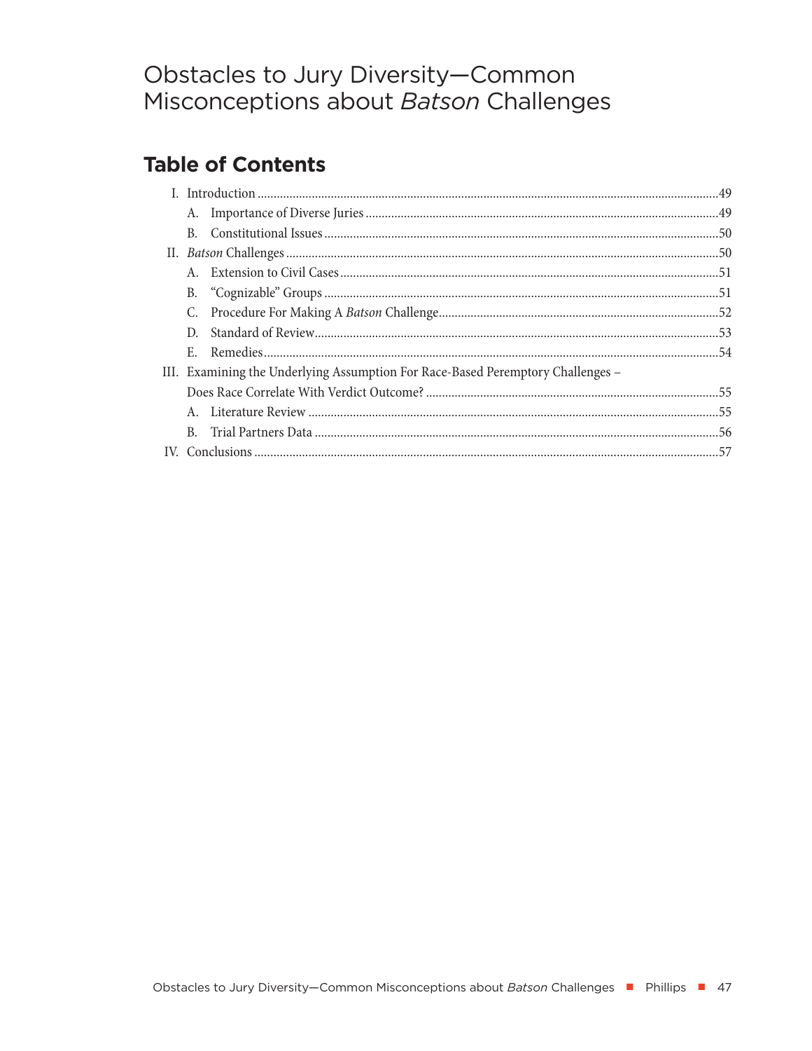# Obstacles to Jury Diversity—Common Misconceptions about *Batson* Challenges

## Table of Contents

I. Introduction ....................................................................................................49
   A. Importance of Diverse Juries ......................................................................49
   B. Constitutional Issues ...................................................................................50
II. *Batson* Challenges ........................................................................................50
   A. Extension to Civil Cases ..............................................................................51
   B. "Cognizable" Groups ...................................................................................51
   C. Procedure For Making A *Batson* Challenge...............................................52
   D. Standard of Review......................................................................................53
   E. Remedies.......................................................................................................54
III. Examining the Underlying Assumption For Race-Based Peremptory Challenges – Does Race Correlate With Verdict Outcome? ..........................................55
   A. Literature Review .........................................................................................55
   B. Trial Partners Data .......................................................................................56
IV. Conclusions ...................................................................................................57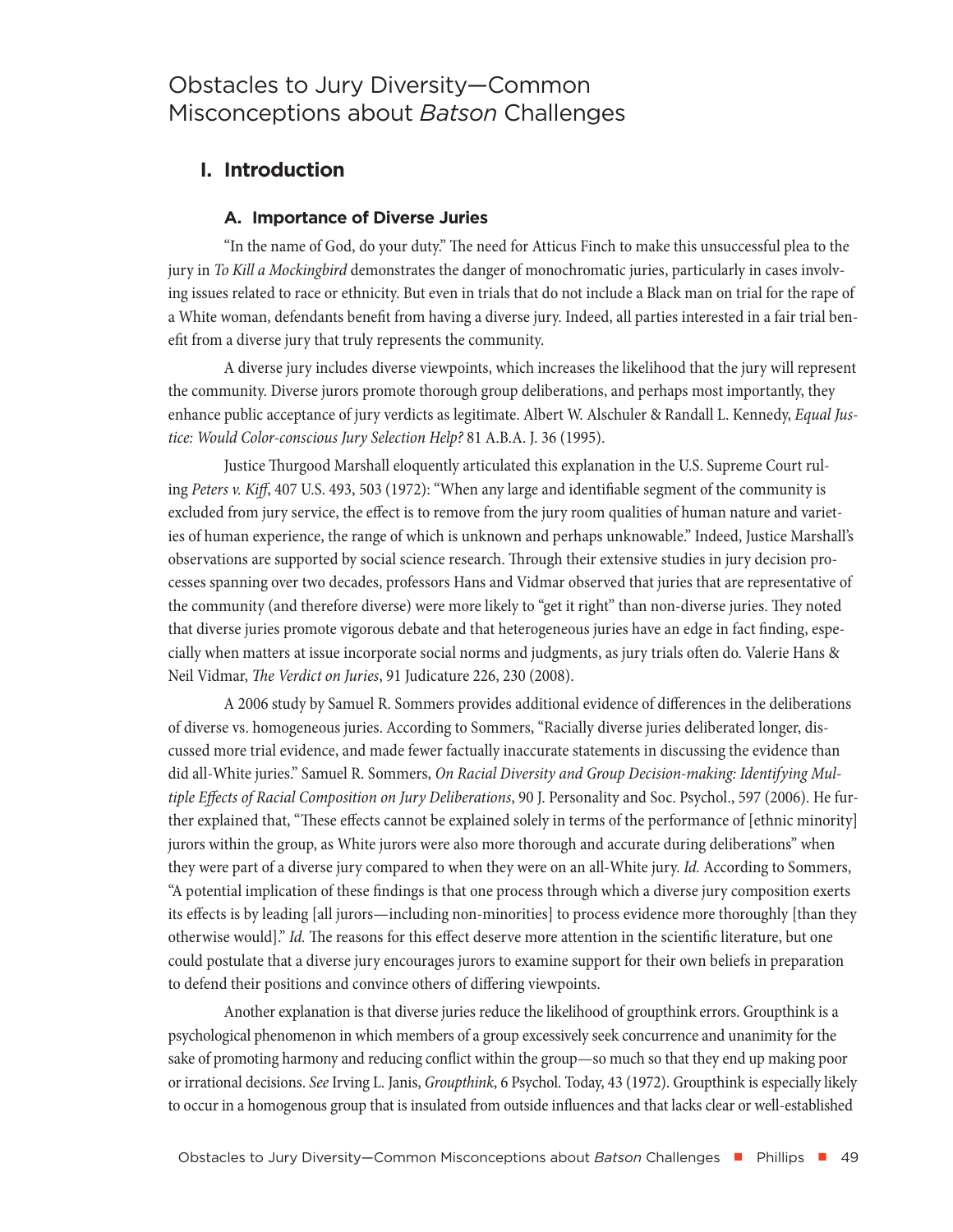# Obstacles to Jury Diversity—Common Misconceptions about *Batson* Challenges

## I. Introduction

### A. Importance of Diverse Juries

"In the name of God, do your duty." The need for Atticus Finch to make this unsuccessful plea to the jury in *To Kill a Mockingbird* demonstrates the danger of monochromatic juries, particularly in cases involving issues related to race or ethnicity. But even in trials that do not include a Black man on trial for the rape of a White woman, defendants benefit from having a diverse jury. Indeed, all parties interested in a fair trial benefit from a diverse jury that truly represents the community.

A diverse jury includes diverse viewpoints, which increases the likelihood that the jury will represent the community. Diverse jurors promote thorough group deliberations, and perhaps most importantly, they enhance public acceptance of jury verdicts as legitimate. Albert W. Alschuler & Randall L. Kennedy, *Equal Justice: Would Color-conscious Jury Selection Help?* 81 A.B.A. J. 36 (1995).

Justice Thurgood Marshall eloquently articulated this explanation in the U.S. Supreme Court ruling *Peters v. Kiff*, 407 U.S. 493, 503 (1972): "When any large and identifiable segment of the community is excluded from jury service, the effect is to remove from the jury room qualities of human nature and varieties of human experience, the range of which is unknown and perhaps unknowable." Indeed, Justice Marshall's observations are supported by social science research. Through their extensive studies in jury decision processes spanning over two decades, professors Hans and Vidmar observed that juries that are representative of the community (and therefore diverse) were more likely to "get it right" than non-diverse juries. They noted that diverse juries promote vigorous debate and that heterogeneous juries have an edge in fact finding, especially when matters at issue incorporate social norms and judgments, as jury trials often do. Valerie Hans & Neil Vidmar, *The Verdict on Juries*, 91 Judicature 226, 230 (2008).

A 2006 study by Samuel R. Sommers provides additional evidence of differences in the deliberations of diverse vs. homogeneous juries. According to Sommers, "Racially diverse juries deliberated longer, discussed more trial evidence, and made fewer factually inaccurate statements in discussing the evidence than did all-White juries." Samuel R. Sommers, *On Racial Diversity and Group Decision-making: Identifying Multiple Effects of Racial Composition on Jury Deliberations*, 90 J. Personality and Soc. Psychol., 597 (2006). He further explained that, "These effects cannot be explained solely in terms of the performance of [ethnic minority] jurors within the group, as White jurors were also more thorough and accurate during deliberations" when they were part of a diverse jury compared to when they were on an all-White jury. *Id.* According to Sommers, "A potential implication of these findings is that one process through which a diverse jury composition exerts its effects is by leading [all jurors—including non-minorities] to process evidence more thoroughly [than they otherwise would]." *Id.* The reasons for this effect deserve more attention in the scientific literature, but one could postulate that a diverse jury encourages jurors to examine support for their own beliefs in preparation to defend their positions and convince others of differing viewpoints.

Another explanation is that diverse juries reduce the likelihood of groupthink errors. Groupthink is a psychological phenomenon in which members of a group excessively seek concurrence and unanimity for the sake of promoting harmony and reducing conflict within the group—so much so that they end up making poor or irrational decisions. *See* Irving L. Janis, *Groupthink*, 6 Psychol. Today, 43 (1972). Groupthink is especially likely to occur in a homogenous group that is insulated from outside influences and that lacks clear or well-established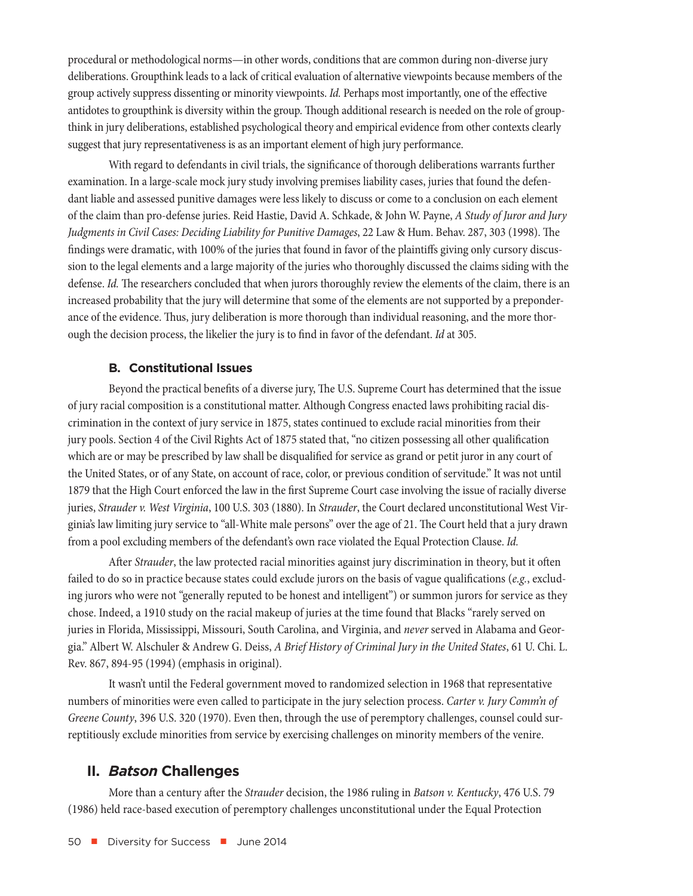procedural or methodological norms—in other words, conditions that are common during non-diverse jury deliberations. Groupthink leads to a lack of critical evaluation of alternative viewpoints because members of the group actively suppress dissenting or minority viewpoints. *Id.* Perhaps most importantly, one of the effective antidotes to groupthink is diversity within the group. Though additional research is needed on the role of groupthink in jury deliberations, established psychological theory and empirical evidence from other contexts clearly suggest that jury representativeness is as an important element of high jury performance.

With regard to defendants in civil trials, the significance of thorough deliberations warrants further examination. In a large-scale mock jury study involving premises liability cases, juries that found the defendant liable and assessed punitive damages were less likely to discuss or come to a conclusion on each element of the claim than pro-defense juries. Reid Hastie, David A. Schkade, & John W. Payne, *A Study of Juror and Jury Judgments in Civil Cases: Deciding Liability for Punitive Damages*, 22 Law & Hum. Behav. 287, 303 (1998). The findings were dramatic, with 100% of the juries that found in favor of the plaintiffs giving only cursory discussion to the legal elements and a large majority of the juries who thoroughly discussed the claims siding with the defense. *Id.* The researchers concluded that when jurors thoroughly review the elements of the claim, there is an increased probability that the jury will determine that some of the elements are not supported by a preponderance of the evidence. Thus, jury deliberation is more thorough than individual reasoning, and the more thorough the decision process, the likelier the jury is to find in favor of the defendant. *Id* at 305.

### B. Constitutional Issues

Beyond the practical benefits of a diverse jury, The U.S. Supreme Court has determined that the issue of jury racial composition is a constitutional matter. Although Congress enacted laws prohibiting racial discrimination in the context of jury service in 1875, states continued to exclude racial minorities from their jury pools. Section 4 of the Civil Rights Act of 1875 stated that, "no citizen possessing all other qualification which are or may be prescribed by law shall be disqualified for service as grand or petit juror in any court of the United States, or of any State, on account of race, color, or previous condition of servitude." It was not until 1879 that the High Court enforced the law in the first Supreme Court case involving the issue of racially diverse juries, *Strauder v. West Virginia*, 100 U.S. 303 (1880). In *Strauder*, the Court declared unconstitutional West Virginia's law limiting jury service to "all-White male persons" over the age of 21. The Court held that a jury drawn from a pool excluding members of the defendant's own race violated the Equal Protection Clause. *Id.*

After *Strauder*, the law protected racial minorities against jury discrimination in theory, but it often failed to do so in practice because states could exclude jurors on the basis of vague qualifications (*e.g.*, excluding jurors who were not "generally reputed to be honest and intelligent") or summon jurors for service as they chose. Indeed, a 1910 study on the racial makeup of juries at the time found that Blacks "rarely served on juries in Florida, Mississippi, Missouri, South Carolina, and Virginia, and *never* served in Alabama and Georgia." Albert W. Alschuler & Andrew G. Deiss, *A Brief History of Criminal Jury in the United States*, 61 U. Chi. L. Rev. 867, 894-95 (1994) (emphasis in original).

It wasn't until the Federal government moved to randomized selection in 1968 that representative numbers of minorities were even called to participate in the jury selection process. *Carter v. Jury Comm'n of Greene County*, 396 U.S. 320 (1970). Even then, through the use of peremptory challenges, counsel could surreptitiously exclude minorities from service by exercising challenges on minority members of the venire.

## II. *Batson* Challenges

More than a century after the *Strauder* decision, the 1986 ruling in *Batson v. Kentucky*, 476 U.S. 79 (1986) held race-based execution of peremptory challenges unconstitutional under the Equal Protection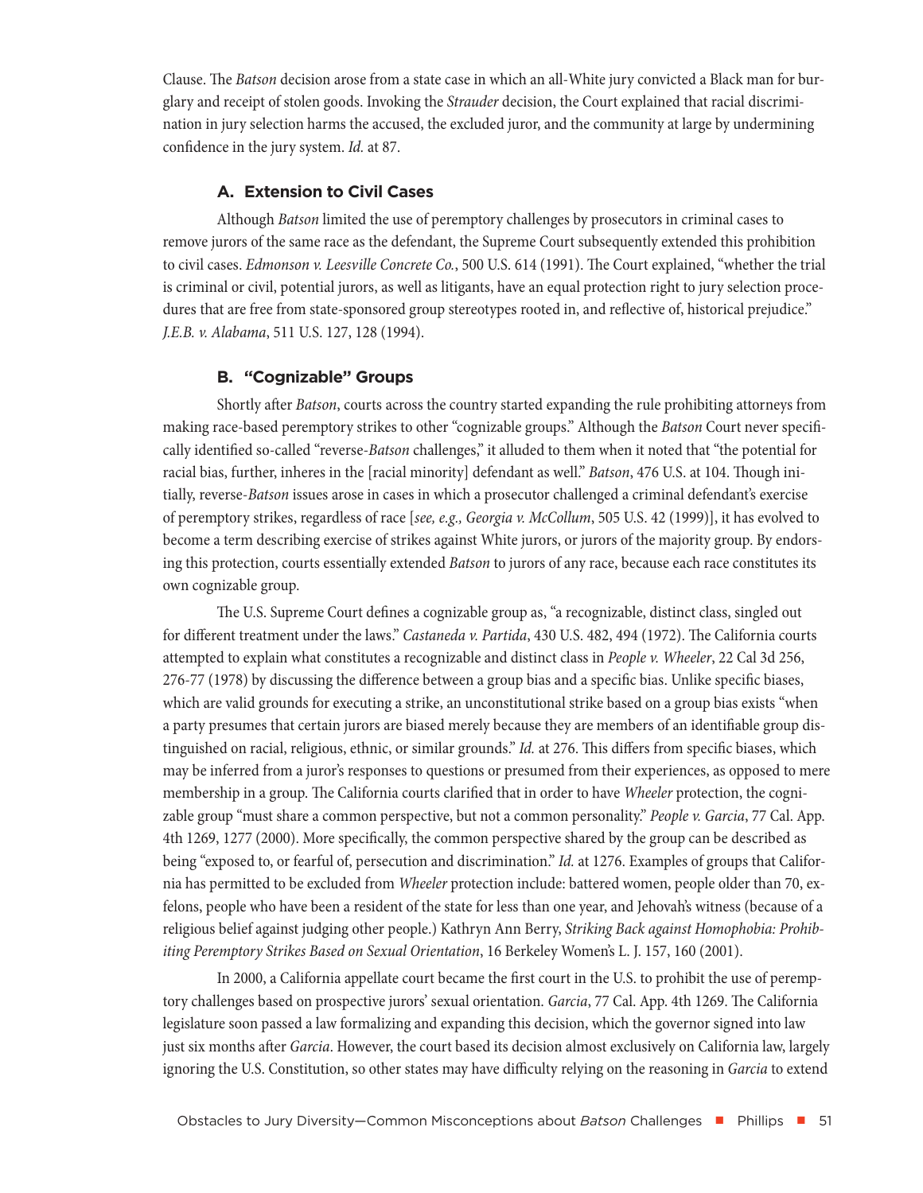Clause. The *Batson* decision arose from a state case in which an all-White jury convicted a Black man for burglary and receipt of stolen goods. Invoking the *Strauder* decision, the Court explained that racial discrimination in jury selection harms the accused, the excluded juror, and the community at large by undermining confidence in the jury system. *Id.* at 87.

### A. Extension to Civil Cases

Although *Batson* limited the use of peremptory challenges by prosecutors in criminal cases to remove jurors of the same race as the defendant, the Supreme Court subsequently extended this prohibition to civil cases. *Edmonson v. Leesville Concrete Co.*, 500 U.S. 614 (1991). The Court explained, "whether the trial is criminal or civil, potential jurors, as well as litigants, have an equal protection right to jury selection procedures that are free from state-sponsored group stereotypes rooted in, and reflective of, historical prejudice." *J.E.B. v. Alabama*, 511 U.S. 127, 128 (1994).

### B. "Cognizable" Groups

Shortly after *Batson*, courts across the country started expanding the rule prohibiting attorneys from making race-based peremptory strikes to other "cognizable groups." Although the *Batson* Court never specifically identified so-called "reverse-*Batson* challenges," it alluded to them when it noted that "the potential for racial bias, further, inheres in the [racial minority] defendant as well." *Batson*, 476 U.S. at 104. Though initially, reverse-*Batson* issues arose in cases in which a prosecutor challenged a criminal defendant's exercise of peremptory strikes, regardless of race [*see, e.g., Georgia v. McCollum*, 505 U.S. 42 (1999)], it has evolved to become a term describing exercise of strikes against White jurors, or jurors of the majority group. By endorsing this protection, courts essentially extended *Batson* to jurors of any race, because each race constitutes its own cognizable group.

The U.S. Supreme Court defines a cognizable group as, "a recognizable, distinct class, singled out for different treatment under the laws." *Castaneda v. Partida*, 430 U.S. 482, 494 (1972). The California courts attempted to explain what constitutes a recognizable and distinct class in *People v. Wheeler*, 22 Cal 3d 256, 276-77 (1978) by discussing the difference between a group bias and a specific bias. Unlike specific biases, which are valid grounds for executing a strike, an unconstitutional strike based on a group bias exists "when a party presumes that certain jurors are biased merely because they are members of an identifiable group distinguished on racial, religious, ethnic, or similar grounds." *Id.* at 276. This differs from specific biases, which may be inferred from a juror's responses to questions or presumed from their experiences, as opposed to mere membership in a group. The California courts clarified that in order to have *Wheeler* protection, the cognizable group "must share a common perspective, but not a common personality." *People v. Garcia*, 77 Cal. App. 4th 1269, 1277 (2000). More specifically, the common perspective shared by the group can be described as being "exposed to, or fearful of, persecution and discrimination." *Id.* at 1276. Examples of groups that California has permitted to be excluded from *Wheeler* protection include: battered women, people older than 70, ex-felons, people who have been a resident of the state for less than one year, and Jehovah's witness (because of a religious belief against judging other people.) Kathryn Ann Berry, *Striking Back against Homophobia: Prohibiting Peremptory Strikes Based on Sexual Orientation*, 16 Berkeley Women's L. J. 157, 160 (2001).

In 2000, a California appellate court became the first court in the U.S. to prohibit the use of peremptory challenges based on prospective jurors' sexual orientation. *Garcia*, 77 Cal. App. 4th 1269. The California legislature soon passed a law formalizing and expanding this decision, which the governor signed into law just six months after *Garcia*. However, the court based its decision almost exclusively on California law, largely ignoring the U.S. Constitution, so other states may have difficulty relying on the reasoning in *Garcia* to extend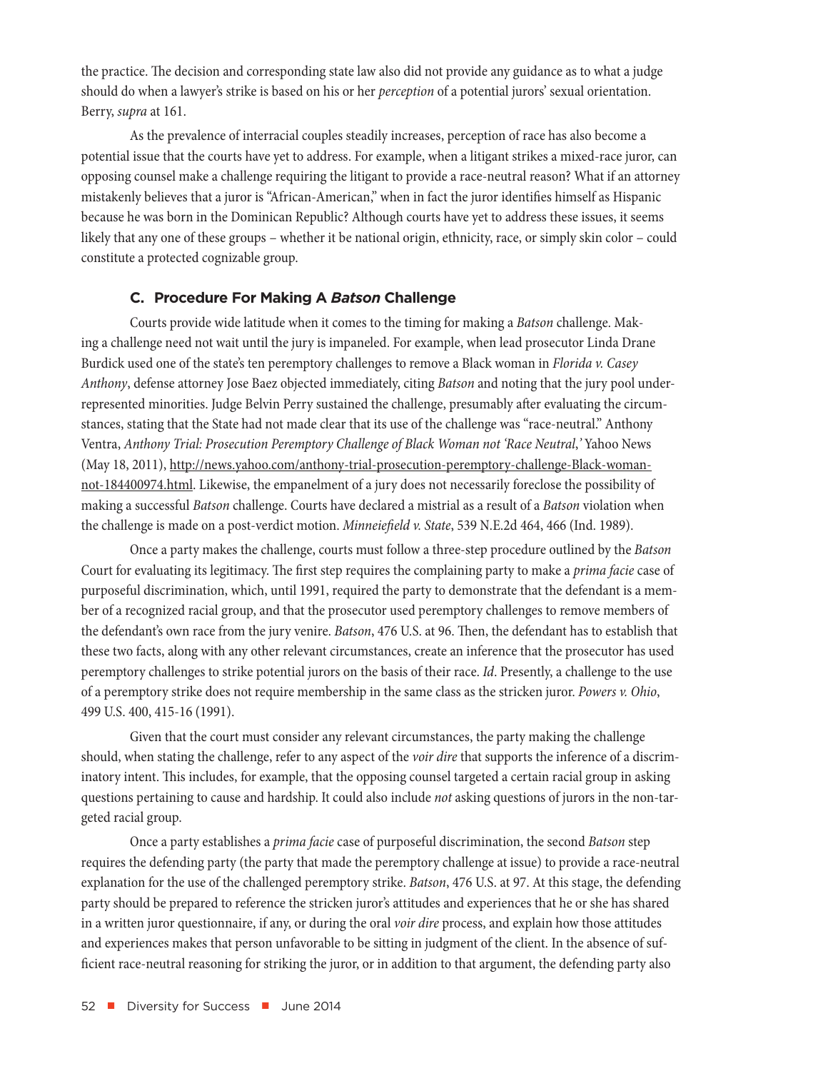the practice. The decision and corresponding state law also did not provide any guidance as to what a judge should do when a lawyer's strike is based on his or her *perception* of a potential jurors' sexual orientation. Berry, *supra* at 161.

As the prevalence of interracial couples steadily increases, perception of race has also become a potential issue that the courts have yet to address. For example, when a litigant strikes a mixed-race juror, can opposing counsel make a challenge requiring the litigant to provide a race-neutral reason? What if an attorney mistakenly believes that a juror is "African-American," when in fact the juror identifies himself as Hispanic because he was born in the Dominican Republic? Although courts have yet to address these issues, it seems likely that any one of these groups – whether it be national origin, ethnicity, race, or simply skin color – could constitute a protected cognizable group.

### C. Procedure For Making A *Batson* Challenge

Courts provide wide latitude when it comes to the timing for making a *Batson* challenge. Making a challenge need not wait until the jury is impaneled. For example, when lead prosecutor Linda Drane Burdick used one of the state's ten peremptory challenges to remove a Black woman in *Florida v. Casey Anthony*, defense attorney Jose Baez objected immediately, citing *Batson* and noting that the jury pool underrepresented minorities. Judge Belvin Perry sustained the challenge, presumably after evaluating the circumstances, stating that the State had not made clear that its use of the challenge was "race-neutral." Anthony Ventra, *Anthony Trial: Prosecution Peremptory Challenge of Black Woman not 'Race Neutral*,' Yahoo News (May 18, 2011), http://news.yahoo.com/anthony-trial-prosecution-peremptory-challenge-Black-woman-not-184400974.html. Likewise, the empanelment of a jury does not necessarily foreclose the possibility of making a successful *Batson* challenge. Courts have declared a mistrial as a result of a *Batson* violation when the challenge is made on a post-verdict motion. *Minneiefield v. State*, 539 N.E.2d 464, 466 (Ind. 1989).

Once a party makes the challenge, courts must follow a three-step procedure outlined by the *Batson* Court for evaluating its legitimacy. The first step requires the complaining party to make a *prima facie* case of purposeful discrimination, which, until 1991, required the party to demonstrate that the defendant is a member of a recognized racial group, and that the prosecutor used peremptory challenges to remove members of the defendant's own race from the jury venire. *Batson*, 476 U.S. at 96. Then, the defendant has to establish that these two facts, along with any other relevant circumstances, create an inference that the prosecutor has used peremptory challenges to strike potential jurors on the basis of their race. *Id*. Presently, a challenge to the use of a peremptory strike does not require membership in the same class as the stricken juror. *Powers v. Ohio*, 499 U.S. 400, 415-16 (1991).

Given that the court must consider any relevant circumstances, the party making the challenge should, when stating the challenge, refer to any aspect of the *voir dire* that supports the inference of a discriminatory intent. This includes, for example, that the opposing counsel targeted a certain racial group in asking questions pertaining to cause and hardship. It could also include *not* asking questions of jurors in the non-targeted racial group.

Once a party establishes a *prima facie* case of purposeful discrimination, the second *Batson* step requires the defending party (the party that made the peremptory challenge at issue) to provide a race-neutral explanation for the use of the challenged peremptory strike. *Batson*, 476 U.S. at 97. At this stage, the defending party should be prepared to reference the stricken juror's attitudes and experiences that he or she has shared in a written juror questionnaire, if any, or during the oral *voir dire* process, and explain how those attitudes and experiences makes that person unfavorable to be sitting in judgment of the client. In the absence of sufficient race-neutral reasoning for striking the juror, or in addition to that argument, the defending party also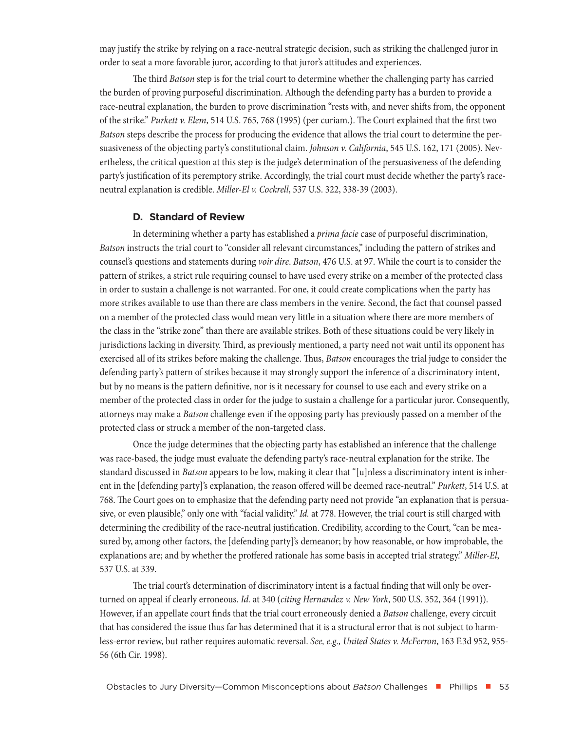may justify the strike by relying on a race-neutral strategic decision, such as striking the challenged juror in order to seat a more favorable juror, according to that juror's attitudes and experiences.

The third *Batson* step is for the trial court to determine whether the challenging party has carried the burden of proving purposeful discrimination. Although the defending party has a burden to provide a race-neutral explanation, the burden to prove discrimination "rests with, and never shifts from, the opponent of the strike." *Purkett v. Elem*, 514 U.S. 765, 768 (1995) (per curiam.). The Court explained that the first two *Batson* steps describe the process for producing the evidence that allows the trial court to determine the persuasiveness of the objecting party's constitutional claim. *Johnson v. California*, 545 U.S. 162, 171 (2005). Nevertheless, the critical question at this step is the judge's determination of the persuasiveness of the defending party's justification of its peremptory strike. Accordingly, the trial court must decide whether the party's race-neutral explanation is credible. *Miller-El v. Cockrell*, 537 U.S. 322, 338-39 (2003).

### D. Standard of Review

In determining whether a party has established a *prima facie* case of purposeful discrimination, *Batson* instructs the trial court to "consider all relevant circumstances," including the pattern of strikes and counsel's questions and statements during *voir dire*. *Batson*, 476 U.S. at 97. While the court is to consider the pattern of strikes, a strict rule requiring counsel to have used every strike on a member of the protected class in order to sustain a challenge is not warranted. For one, it could create complications when the party has more strikes available to use than there are class members in the venire. Second, the fact that counsel passed on a member of the protected class would mean very little in a situation where there are more members of the class in the "strike zone" than there are available strikes. Both of these situations could be very likely in jurisdictions lacking in diversity. Third, as previously mentioned, a party need not wait until its opponent has exercised all of its strikes before making the challenge. Thus, *Batson* encourages the trial judge to consider the defending party's pattern of strikes because it may strongly support the inference of a discriminatory intent, but by no means is the pattern definitive, nor is it necessary for counsel to use each and every strike on a member of the protected class in order for the judge to sustain a challenge for a particular juror. Consequently, attorneys may make a *Batson* challenge even if the opposing party has previously passed on a member of the protected class or struck a member of the non-targeted class.

Once the judge determines that the objecting party has established an inference that the challenge was race-based, the judge must evaluate the defending party's race-neutral explanation for the strike. The standard discussed in *Batson* appears to be low, making it clear that "[u]nless a discriminatory intent is inherent in the [defending party]'s explanation, the reason offered will be deemed race-neutral." *Purkett*, 514 U.S. at 768. The Court goes on to emphasize that the defending party need not provide "an explanation that is persuasive, or even plausible," only one with "facial validity." *Id.* at 778. However, the trial court is still charged with determining the credibility of the race-neutral justification. Credibility, according to the Court, "can be measured by, among other factors, the [defending party]'s demeanor; by how reasonable, or how improbable, the explanations are; and by whether the proffered rationale has some basis in accepted trial strategy." *Miller-El*, 537 U.S. at 339.

The trial court's determination of discriminatory intent is a factual finding that will only be overturned on appeal if clearly erroneous. *Id.* at 340 (*citing Hernandez v. New York*, 500 U.S. 352, 364 (1991)). However, if an appellate court finds that the trial court erroneously denied a *Batson* challenge, every circuit that has considered the issue thus far has determined that it is a structural error that is not subject to harmless-error review, but rather requires automatic reversal. *See, e.g., United States v. McFerron*, 163 F.3d 952, 955-56 (6th Cir. 1998).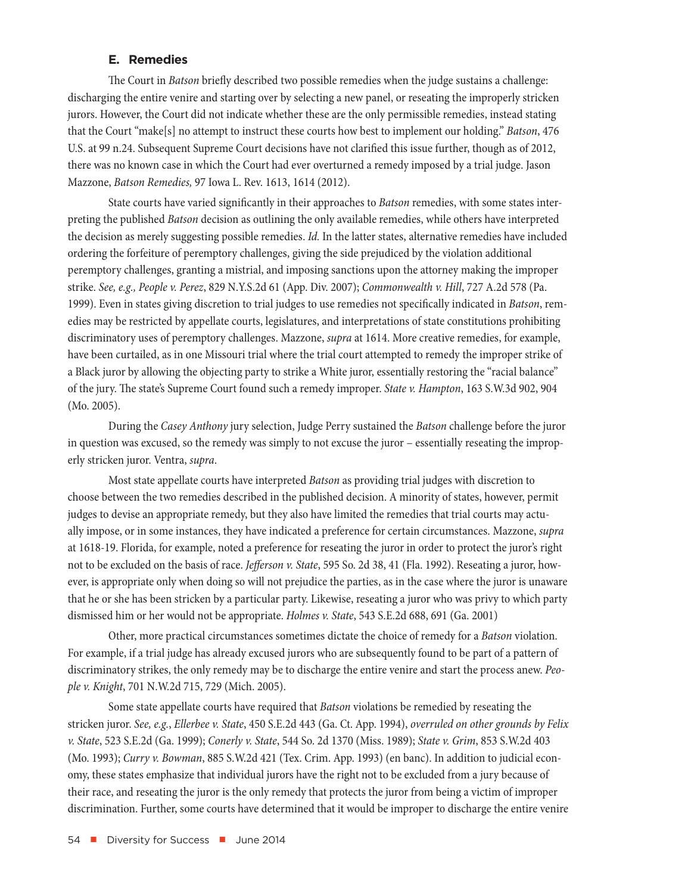### E. Remedies

The Court in *Batson* briefly described two possible remedies when the judge sustains a challenge: discharging the entire venire and starting over by selecting a new panel, or reseating the improperly stricken jurors. However, the Court did not indicate whether these are the only permissible remedies, instead stating that the Court "make[s] no attempt to instruct these courts how best to implement our holding." *Batson*, 476 U.S. at 99 n.24. Subsequent Supreme Court decisions have not clarified this issue further, though as of 2012, there was no known case in which the Court had ever overturned a remedy imposed by a trial judge. Jason Mazzone, *Batson Remedies,* 97 Iowa L. Rev. 1613, 1614 (2012).

State courts have varied significantly in their approaches to *Batson* remedies, with some states interpreting the published *Batson* decision as outlining the only available remedies, while others have interpreted the decision as merely suggesting possible remedies. *Id.* In the latter states, alternative remedies have included ordering the forfeiture of peremptory challenges, giving the side prejudiced by the violation additional peremptory challenges, granting a mistrial, and imposing sanctions upon the attorney making the improper strike. *See, e.g., People v. Perez*, 829 N.Y.S.2d 61 (App. Div. 2007); *Commonwealth v. Hill*, 727 A.2d 578 (Pa. 1999). Even in states giving discretion to trial judges to use remedies not specifically indicated in *Batson*, remedies may be restricted by appellate courts, legislatures, and interpretations of state constitutions prohibiting discriminatory uses of peremptory challenges. Mazzone, *supra* at 1614. More creative remedies, for example, have been curtailed, as in one Missouri trial where the trial court attempted to remedy the improper strike of a Black juror by allowing the objecting party to strike a White juror, essentially restoring the "racial balance" of the jury. The state's Supreme Court found such a remedy improper. *State v. Hampton*, 163 S.W.3d 902, 904 (Mo. 2005).

During the *Casey Anthony* jury selection, Judge Perry sustained the *Batson* challenge before the juror in question was excused, so the remedy was simply to not excuse the juror – essentially reseating the improperly stricken juror. Ventra, *supra*.

Most state appellate courts have interpreted *Batson* as providing trial judges with discretion to choose between the two remedies described in the published decision. A minority of states, however, permit judges to devise an appropriate remedy, but they also have limited the remedies that trial courts may actually impose, or in some instances, they have indicated a preference for certain circumstances. Mazzone, *supra* at 1618-19. Florida, for example, noted a preference for reseating the juror in order to protect the juror's right not to be excluded on the basis of race. *Jefferson v. State*, 595 So. 2d 38, 41 (Fla. 1992). Reseating a juror, however, is appropriate only when doing so will not prejudice the parties, as in the case where the juror is unaware that he or she has been stricken by a particular party. Likewise, reseating a juror who was privy to which party dismissed him or her would not be appropriate. *Holmes v. State*, 543 S.E.2d 688, 691 (Ga. 2001)

Other, more practical circumstances sometimes dictate the choice of remedy for a *Batson* violation. For example, if a trial judge has already excused jurors who are subsequently found to be part of a pattern of discriminatory strikes, the only remedy may be to discharge the entire venire and start the process anew. *People v. Knight*, 701 N.W.2d 715, 729 (Mich. 2005).

Some state appellate courts have required that *Batson* violations be remedied by reseating the stricken juror. *See, e.g.*, *Ellerbee v. State*, 450 S.E.2d 443 (Ga. Ct. App. 1994), *overruled on other grounds by Felix v. State*, 523 S.E.2d (Ga. 1999); *Conerly v. State*, 544 So. 2d 1370 (Miss. 1989); *State v. Grim*, 853 S.W.2d 403 (Mo. 1993); *Curry v. Bowman*, 885 S.W.2d 421 (Tex. Crim. App. 1993) (en banc). In addition to judicial economy, these states emphasize that individual jurors have the right not to be excluded from a jury because of their race, and reseating the juror is the only remedy that protects the juror from being a victim of improper discrimination. Further, some courts have determined that it would be improper to discharge the entire venire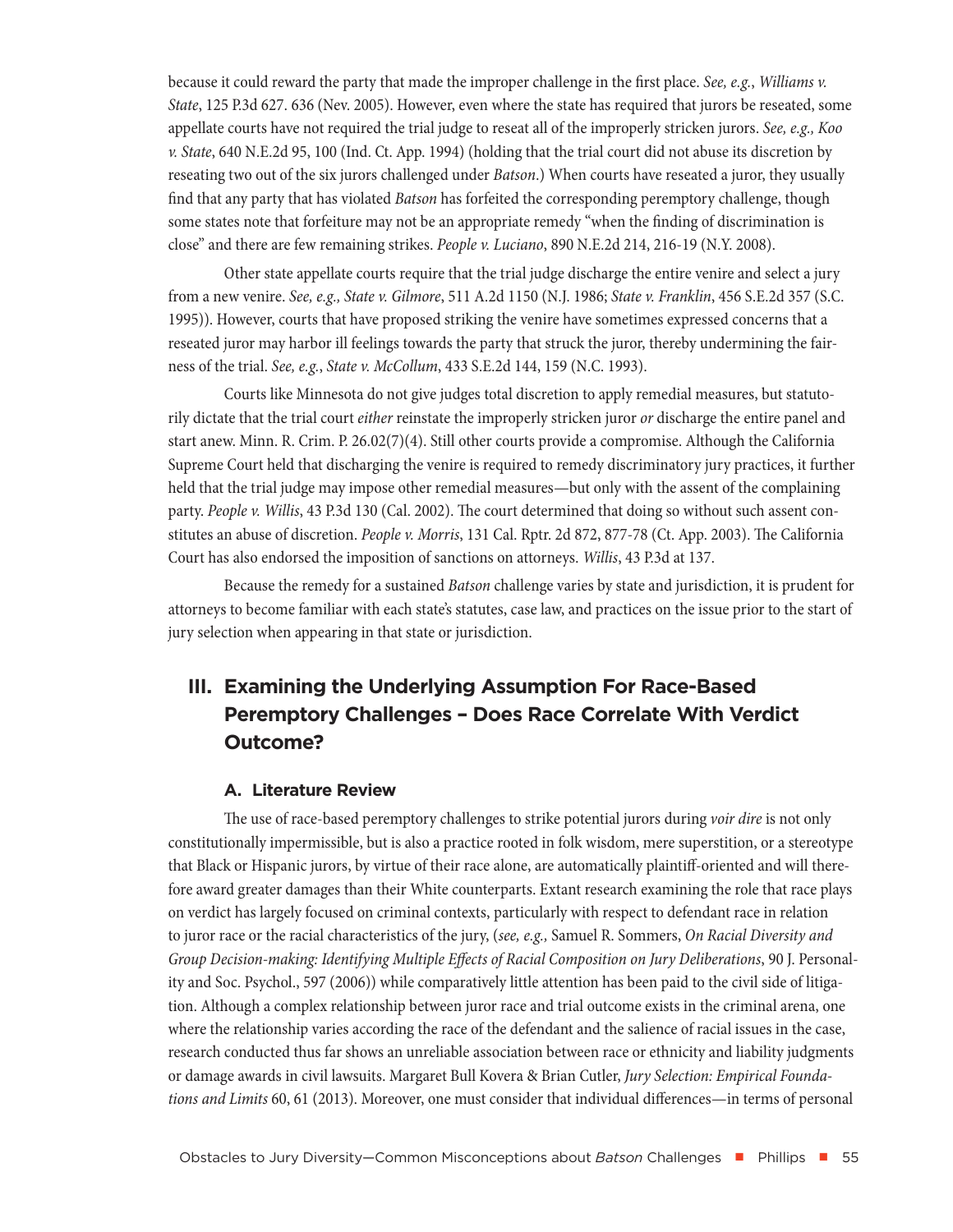because it could reward the party that made the improper challenge in the first place. *See, e.g.*, *Williams v. State*, 125 P.3d 627. 636 (Nev. 2005). However, even where the state has required that jurors be reseated, some appellate courts have not required the trial judge to reseat all of the improperly stricken jurors. *See, e.g., Koo v. State*, 640 N.E.2d 95, 100 (Ind. Ct. App. 1994) (holding that the trial court did not abuse its discretion by reseating two out of the six jurors challenged under *Batson*.) When courts have reseated a juror, they usually find that any party that has violated *Batson* has forfeited the corresponding peremptory challenge, though some states note that forfeiture may not be an appropriate remedy "when the finding of discrimination is close" and there are few remaining strikes. *People v. Luciano*, 890 N.E.2d 214, 216-19 (N.Y. 2008).

Other state appellate courts require that the trial judge discharge the entire venire and select a jury from a new venire. *See, e.g., State v. Gilmore*, 511 A.2d 1150 (N.J. 1986; *State v. Franklin*, 456 S.E.2d 357 (S.C. 1995)). However, courts that have proposed striking the venire have sometimes expressed concerns that a reseated juror may harbor ill feelings towards the party that struck the juror, thereby undermining the fairness of the trial. *See, e.g.*, *State v. McCollum*, 433 S.E.2d 144, 159 (N.C. 1993).

Courts like Minnesota do not give judges total discretion to apply remedial measures, but statutorily dictate that the trial court *either* reinstate the improperly stricken juror *or* discharge the entire panel and start anew. Minn. R. Crim. P. 26.02(7)(4). Still other courts provide a compromise. Although the California Supreme Court held that discharging the venire is required to remedy discriminatory jury practices, it further held that the trial judge may impose other remedial measures—but only with the assent of the complaining party. *People v. Willis*, 43 P.3d 130 (Cal. 2002). The court determined that doing so without such assent constitutes an abuse of discretion. *People v. Morris*, 131 Cal. Rptr. 2d 872, 877-78 (Ct. App. 2003). The California Court has also endorsed the imposition of sanctions on attorneys. *Willis*, 43 P.3d at 137.

Because the remedy for a sustained *Batson* challenge varies by state and jurisdiction, it is prudent for attorneys to become familiar with each state's statutes, case law, and practices on the issue prior to the start of jury selection when appearing in that state or jurisdiction.

## III. Examining the Underlying Assumption For Race-Based Peremptory Challenges – Does Race Correlate With Verdict Outcome?

### A. Literature Review

The use of race-based peremptory challenges to strike potential jurors during *voir dire* is not only constitutionally impermissible, but is also a practice rooted in folk wisdom, mere superstition, or a stereotype that Black or Hispanic jurors, by virtue of their race alone, are automatically plaintiff-oriented and will therefore award greater damages than their White counterparts. Extant research examining the role that race plays on verdict has largely focused on criminal contexts, particularly with respect to defendant race in relation to juror race or the racial characteristics of the jury, (*see, e.g.,* Samuel R. Sommers, *On Racial Diversity and Group Decision-making: Identifying Multiple Effects of Racial Composition on Jury Deliberations*, 90 J. Personality and Soc. Psychol., 597 (2006)) while comparatively little attention has been paid to the civil side of litigation. Although a complex relationship between juror race and trial outcome exists in the criminal arena, one where the relationship varies according the race of the defendant and the salience of racial issues in the case, research conducted thus far shows an unreliable association between race or ethnicity and liability judgments or damage awards in civil lawsuits. Margaret Bull Kovera & Brian Cutler, *Jury Selection: Empirical Foundations and Limits* 60, 61 (2013). Moreover, one must consider that individual differences—in terms of personal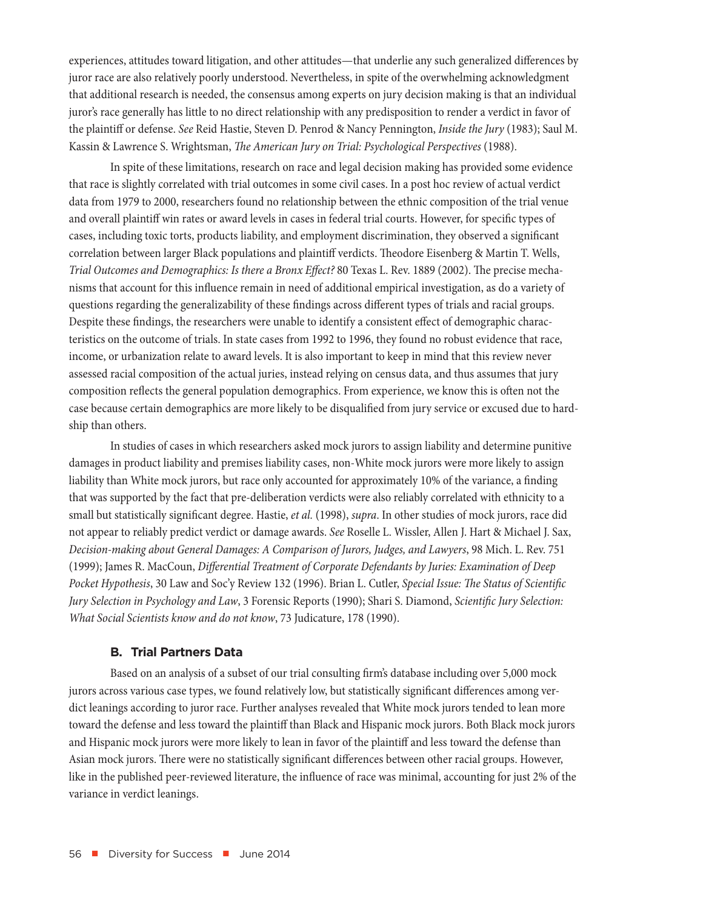experiences, attitudes toward litigation, and other attitudes—that underlie any such generalized differences by juror race are also relatively poorly understood. Nevertheless, in spite of the overwhelming acknowledgment that additional research is needed, the consensus among experts on jury decision making is that an individual juror's race generally has little to no direct relationship with any predisposition to render a verdict in favor of the plaintiff or defense. *See* Reid Hastie, Steven D. Penrod & Nancy Pennington, *Inside the Jury* (1983); Saul M. Kassin & Lawrence S. Wrightsman, *The American Jury on Trial: Psychological Perspectives* (1988).

In spite of these limitations, research on race and legal decision making has provided some evidence that race is slightly correlated with trial outcomes in some civil cases. In a post hoc review of actual verdict data from 1979 to 2000, researchers found no relationship between the ethnic composition of the trial venue and overall plaintiff win rates or award levels in cases in federal trial courts. However, for specific types of cases, including toxic torts, products liability, and employment discrimination, they observed a significant correlation between larger Black populations and plaintiff verdicts. Theodore Eisenberg & Martin T. Wells, *Trial Outcomes and Demographics: Is there a Bronx Effect?* 80 Texas L. Rev. 1889 (2002). The precise mechanisms that account for this influence remain in need of additional empirical investigation, as do a variety of questions regarding the generalizability of these findings across different types of trials and racial groups. Despite these findings, the researchers were unable to identify a consistent effect of demographic characteristics on the outcome of trials. In state cases from 1992 to 1996, they found no robust evidence that race, income, or urbanization relate to award levels. It is also important to keep in mind that this review never assessed racial composition of the actual juries, instead relying on census data, and thus assumes that jury composition reflects the general population demographics. From experience, we know this is often not the case because certain demographics are more likely to be disqualified from jury service or excused due to hardship than others.

In studies of cases in which researchers asked mock jurors to assign liability and determine punitive damages in product liability and premises liability cases, non-White mock jurors were more likely to assign liability than White mock jurors, but race only accounted for approximately 10% of the variance, a finding that was supported by the fact that pre-deliberation verdicts were also reliably correlated with ethnicity to a small but statistically significant degree. Hastie, *et al.* (1998), *supra*. In other studies of mock jurors, race did not appear to reliably predict verdict or damage awards. *See* Roselle L. Wissler, Allen J. Hart & Michael J. Sax, *Decision-making about General Damages: A Comparison of Jurors, Judges, and Lawyers*, 98 Mich. L. Rev. 751 (1999); James R. MacCoun, *Differential Treatment of Corporate Defendants by Juries: Examination of Deep Pocket Hypothesis*, 30 Law and Soc'y Review 132 (1996). Brian L. Cutler, *Special Issue: The Status of Scientific Jury Selection in Psychology and Law*, 3 Forensic Reports (1990); Shari S. Diamond, *Scientific Jury Selection: What Social Scientists know and do not know*, 73 Judicature, 178 (1990).

### B. Trial Partners Data

Based on an analysis of a subset of our trial consulting firm's database including over 5,000 mock jurors across various case types, we found relatively low, but statistically significant differences among verdict leanings according to juror race. Further analyses revealed that White mock jurors tended to lean more toward the defense and less toward the plaintiff than Black and Hispanic mock jurors. Both Black mock jurors and Hispanic mock jurors were more likely to lean in favor of the plaintiff and less toward the defense than Asian mock jurors. There were no statistically significant differences between other racial groups. However, like in the published peer-reviewed literature, the influence of race was minimal, accounting for just 2% of the variance in verdict leanings.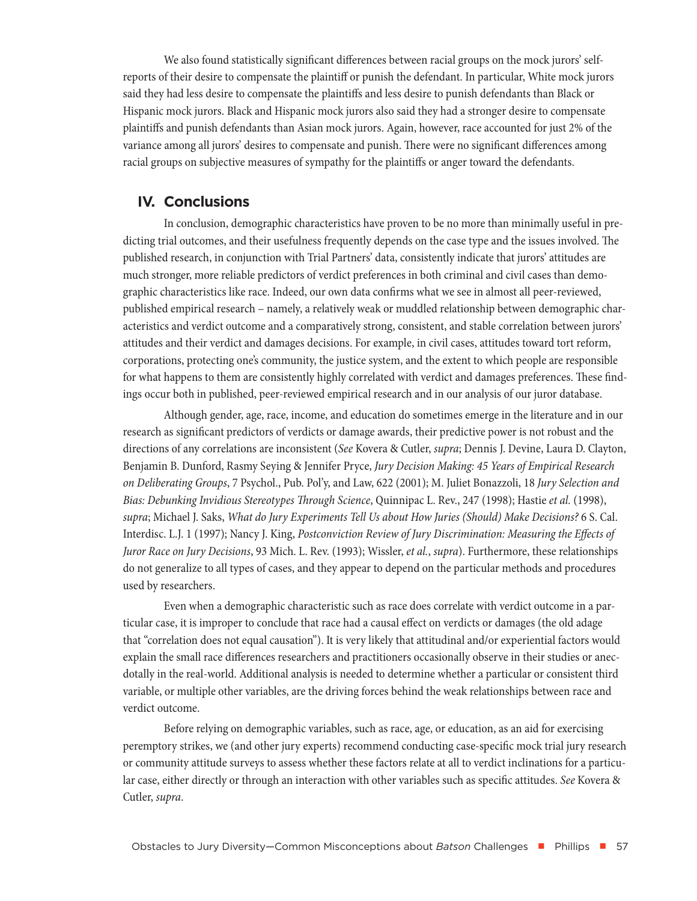We also found statistically significant differences between racial groups on the mock jurors' self-reports of their desire to compensate the plaintiff or punish the defendant. In particular, White mock jurors said they had less desire to compensate the plaintiffs and less desire to punish defendants than Black or Hispanic mock jurors. Black and Hispanic mock jurors also said they had a stronger desire to compensate plaintiffs and punish defendants than Asian mock jurors. Again, however, race accounted for just 2% of the variance among all jurors' desires to compensate and punish. There were no significant differences among racial groups on subjective measures of sympathy for the plaintiffs or anger toward the defendants.

## IV. Conclusions

In conclusion, demographic characteristics have proven to be no more than minimally useful in predicting trial outcomes, and their usefulness frequently depends on the case type and the issues involved. The published research, in conjunction with Trial Partners' data, consistently indicate that jurors' attitudes are much stronger, more reliable predictors of verdict preferences in both criminal and civil cases than demographic characteristics like race. Indeed, our own data confirms what we see in almost all peer-reviewed, published empirical research – namely, a relatively weak or muddled relationship between demographic characteristics and verdict outcome and a comparatively strong, consistent, and stable correlation between jurors' attitudes and their verdict and damages decisions. For example, in civil cases, attitudes toward tort reform, corporations, protecting one's community, the justice system, and the extent to which people are responsible for what happens to them are consistently highly correlated with verdict and damages preferences. These findings occur both in published, peer-reviewed empirical research and in our analysis of our juror database.

Although gender, age, race, income, and education do sometimes emerge in the literature and in our research as significant predictors of verdicts or damage awards, their predictive power is not robust and the directions of any correlations are inconsistent (*See* Kovera & Cutler, *supra*; Dennis J. Devine, Laura D. Clayton, Benjamin B. Dunford, Rasmy Seying & Jennifer Pryce, *Jury Decision Making: 45 Years of Empirical Research on Deliberating Groups*, 7 Psychol., Pub. Pol'y, and Law, 622 (2001); M. Juliet Bonazzoli, 18 *Jury Selection and Bias: Debunking Invidious Stereotypes Through Science*, Quinnipac L. Rev., 247 (1998); Hastie *et al.* (1998), *supra*; Michael J. Saks, *What do Jury Experiments Tell Us about How Juries (Should) Make Decisions?* 6 S. Cal. Interdisc. L.J. 1 (1997); Nancy J. King, *Postconviction Review of Jury Discrimination: Measuring the Effects of Juror Race on Jury Decisions*, 93 Mich. L. Rev. (1993); Wissler, *et al.*, *supra*). Furthermore, these relationships do not generalize to all types of cases, and they appear to depend on the particular methods and procedures used by researchers.

Even when a demographic characteristic such as race does correlate with verdict outcome in a particular case, it is improper to conclude that race had a causal effect on verdicts or damages (the old adage that "correlation does not equal causation"). It is very likely that attitudinal and/or experiential factors would explain the small race differences researchers and practitioners occasionally observe in their studies or anecdotally in the real-world. Additional analysis is needed to determine whether a particular or consistent third variable, or multiple other variables, are the driving forces behind the weak relationships between race and verdict outcome.

Before relying on demographic variables, such as race, age, or education, as an aid for exercising peremptory strikes, we (and other jury experts) recommend conducting case-specific mock trial jury research or community attitude surveys to assess whether these factors relate at all to verdict inclinations for a particular case, either directly or through an interaction with other variables such as specific attitudes. *See* Kovera & Cutler, *supra*.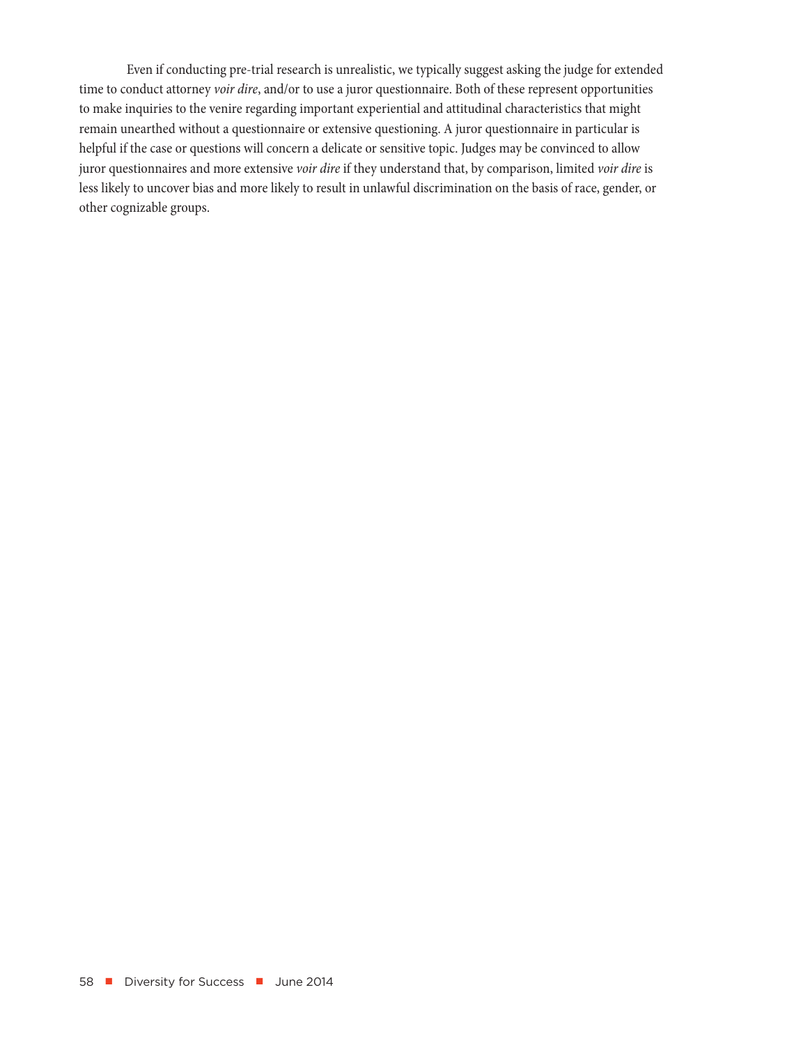Even if conducting pre-trial research is unrealistic, we typically suggest asking the judge for extended time to conduct attorney *voir dire*, and/or to use a juror questionnaire. Both of these represent opportunities to make inquiries to the venire regarding important experiential and attitudinal characteristics that might remain unearthed without a questionnaire or extensive questioning. A juror questionnaire in particular is helpful if the case or questions will concern a delicate or sensitive topic. Judges may be convinced to allow juror questionnaires and more extensive *voir dire* if they understand that, by comparison, limited *voir dire* is less likely to uncover bias and more likely to result in unlawful discrimination on the basis of race, gender, or other cognizable groups.